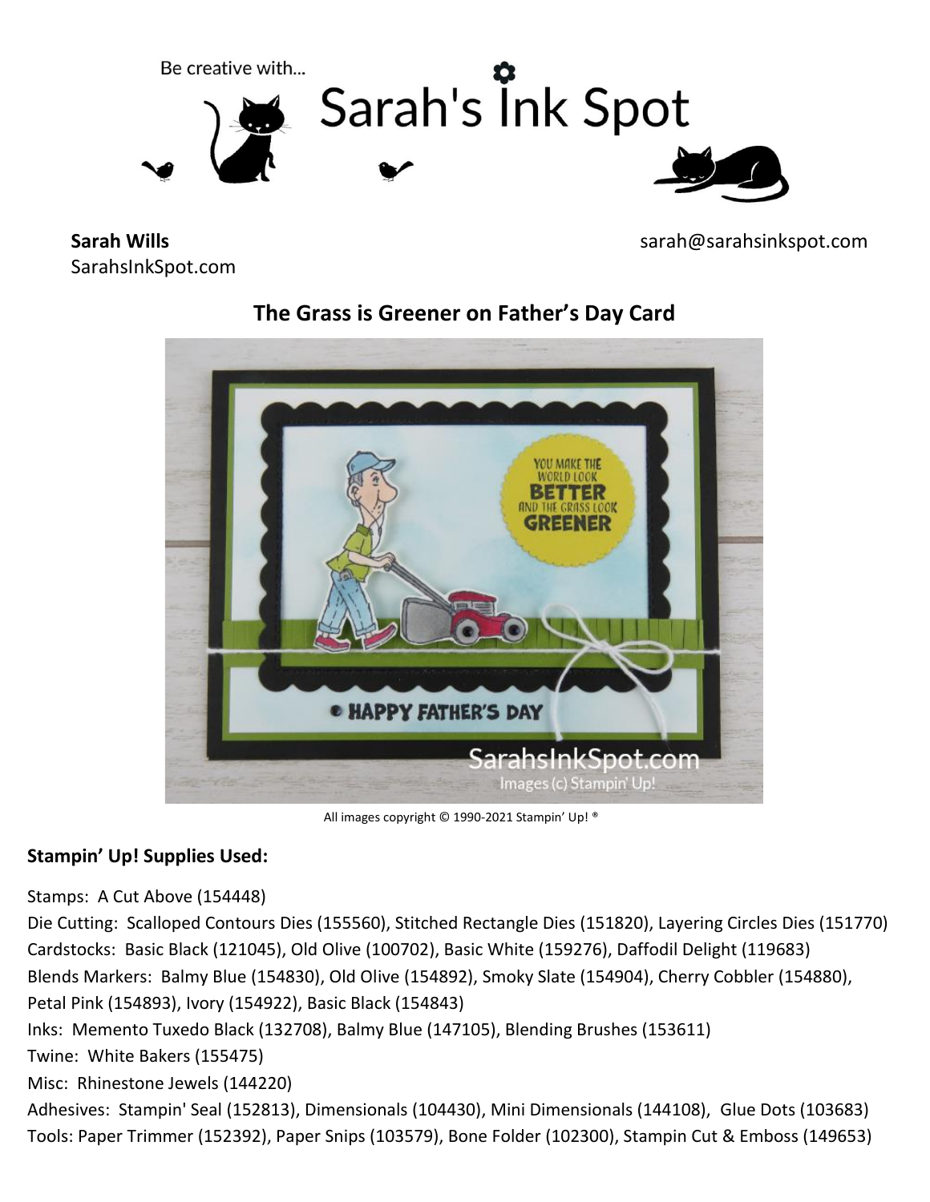Be creative with...

# Sarah's Ink Spot

**Sarah Wills**
SarahsInkSpot.com

sarah@sarahsinkspot.com

## The Grass is Greener on Father's Day Card

All images copyright © 1990-2021 Stampin' Up! ®

**Stampin' Up! Supplies Used:**

Stamps: A Cut Above (154448)
Die Cutting: Scalloped Contours Dies (155560), Stitched Rectangle Dies (151820), Layering Circles Dies (151770)
Cardstocks: Basic Black (121045), Old Olive (100702), Basic White (159276), Daffodil Delight (119683)
Blends Markers: Balmy Blue (154830), Old Olive (154892), Smoky Slate (154904), Cherry Cobbler (154880), Petal Pink (154893), Ivory (154922), Basic Black (154843)
Inks: Memento Tuxedo Black (132708), Balmy Blue (147105), Blending Brushes (153611)
Twine: White Bakers (155475)
Misc: Rhinestone Jewels (144220)
Adhesives: Stampin' Seal (152813), Dimensionals (104430), Mini Dimensionals (144108), Glue Dots (103683)
Tools: Paper Trimmer (152392), Paper Snips (103579), Bone Folder (102300), Stampin Cut & Emboss (149653)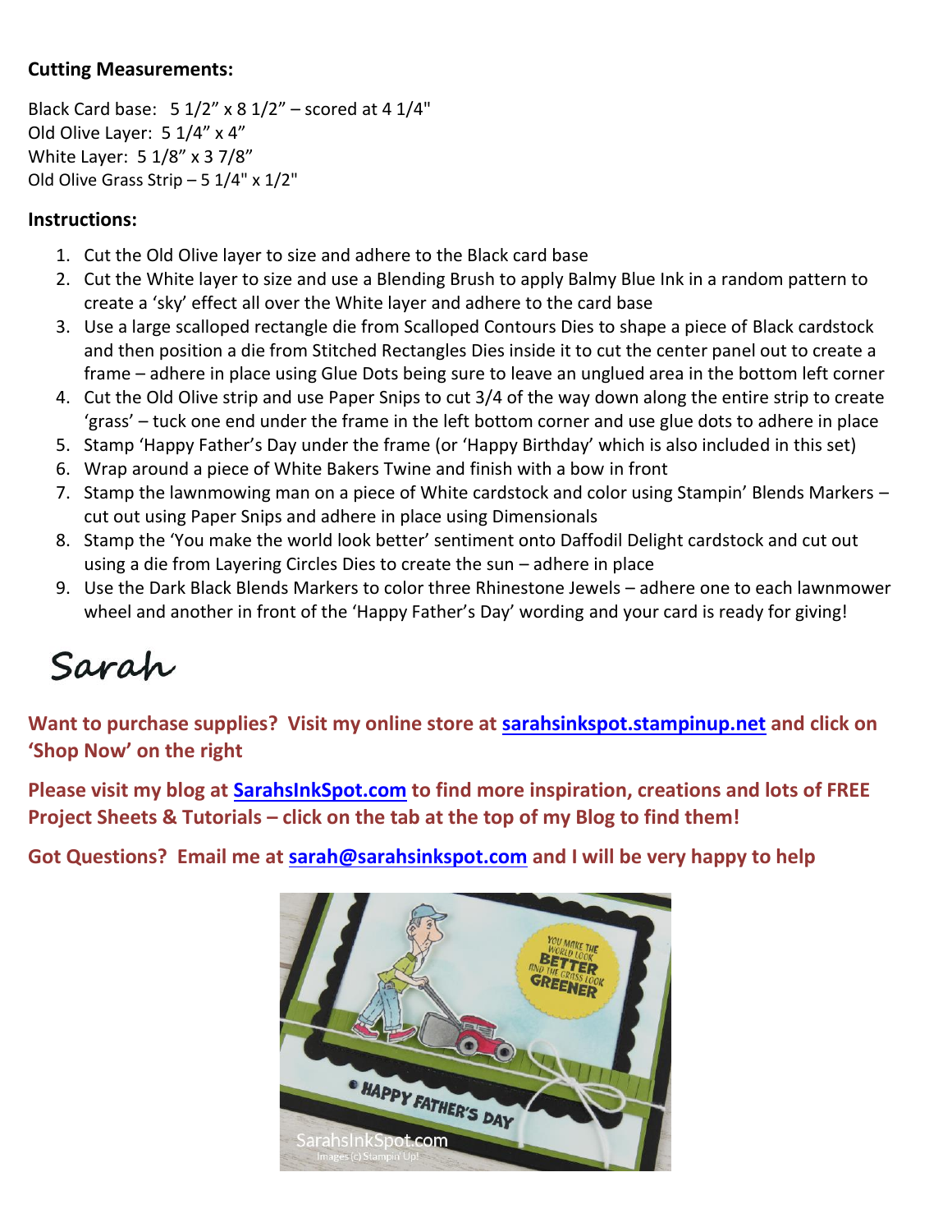**Cutting Measurements:**

Black Card base: 5 1/2" x 8 1/2" – scored at 4 1/4"
Old Olive Layer: 5 1/4" x 4"
White Layer: 5 1/8" x 3 7/8"
Old Olive Grass Strip – 5 1/4" x 1/2"

**Instructions:**

1. Cut the Old Olive layer to size and adhere to the Black card base
2. Cut the White layer to size and use a Blending Brush to apply Balmy Blue Ink in a random pattern to create a 'sky' effect all over the White layer and adhere to the card base
3. Use a large scalloped rectangle die from Scalloped Contours Dies to shape a piece of Black cardstock and then position a die from Stitched Rectangles Dies inside it to cut the center panel out to create a frame – adhere in place using Glue Dots being sure to leave an unglued area in the bottom left corner
4. Cut the Old Olive strip and use Paper Snips to cut 3/4 of the way down along the entire strip to create 'grass' – tuck one end under the frame in the left bottom corner and use glue dots to adhere in place
5. Stamp 'Happy Father's Day under the frame (or 'Happy Birthday' which is also included in this set)
6. Wrap around a piece of White Bakers Twine and finish with a bow in front
7. Stamp the lawnmowing man on a piece of White cardstock and color using Stampin' Blends Markers – cut out using Paper Snips and adhere in place using Dimensionals
8. Stamp the 'You make the world look better' sentiment onto Daffodil Delight cardstock and cut out using a die from Layering Circles Dies to create the sun – adhere in place
9. Use the Dark Black Blends Markers to color three Rhinestone Jewels – adhere one to each lawnmower wheel and another in front of the 'Happy Father's Day' wording and your card is ready for giving!

Sarah

**Want to purchase supplies? Visit my online store at [sarahsinkspot.stampinup.net](sarahsinkspot.stampinup.net) and click on 'Shop Now' on the right**

**Please visit my blog at [SarahsInkSpot.com](SarahsInkSpot.com) to find more inspiration, creations and lots of FREE Project Sheets & Tutorials – click on the tab at the top of my Blog to find them!**

**Got Questions? Email me at [sarah@sarahsinkspot.com](mailto:sarah@sarahsinkspot.com) and I will be very happy to help**